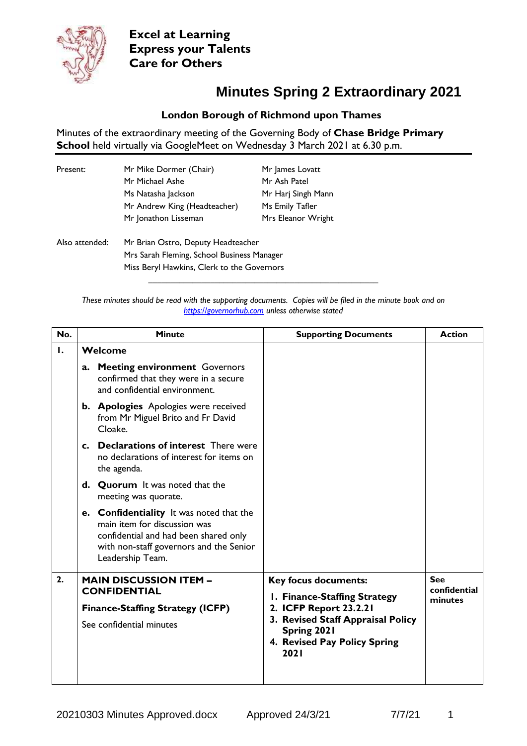**Excel at Learning**
**Express your Talents**
**Care for Others**

# Minutes Spring 2 Extraordinary 2021

**London Borough of Richmond upon Thames**

Minutes of the extraordinary meeting of the Governing Body of **Chase Bridge Primary School** held virtually via GoogleMeet on Wednesday 3 March 2021 at 6.30 p.m.

| | | |
|---|---|---|
| Present: | Mr Mike Dormer (Chair) | Mr James Lovatt |
| | Mr Michael Ashe | Mr Ash Patel |
| | Ms Natasha Jackson | Mr Harj Singh Mann |
| | Mr Andrew King (Headteacher) | Ms Emily Tafler |
| | Mr Jonathon Lisseman | Mrs Eleanor Wright |

| | |
|---|---|
| Also attended: | Mr Brian Ostro, Deputy Headteacher |
| | Mrs Sarah Fleming, School Business Manager |
| | Miss Beryl Hawkins, Clerk to the Governors |

*These minutes should be read with the supporting documents. Copies will be filed in the minute book and on https://governorhub.com unless otherwise stated*

| No. | Minute | Supporting Documents | Action |
|---|---|---|---|
| 1. | **Welcome**<br>**a. Meeting environment** Governors confirmed that they were in a secure and confidential environment.<br>**b. Apologies** Apologies were received from Mr Miguel Brito and Fr David Cloake.<br>**c. Declarations of interest** There were no declarations of interest for items on the agenda.<br>**d. Quorum** It was noted that the meeting was quorate.<br>**e. Confidentiality** It was noted that the main item for discussion was confidential and had been shared only with non-staff governors and the Senior Leadership Team. | | |
| 2. | **MAIN DISCUSSION ITEM – CONFIDENTIAL**<br>**Finance-Staffing Strategy (ICFP)**<br>See confidential minutes | **Key focus documents:**<br>**1. Finance-Staffing Strategy**<br>**2. ICFP Report 23.2.21**<br>**3. Revised Staff Appraisal Policy Spring 2021**<br>**4. Revised Pay Policy Spring 2021** | **See confidential minutes** |

20210303 Minutes Approved.docx Approved 24/3/21 7/7/21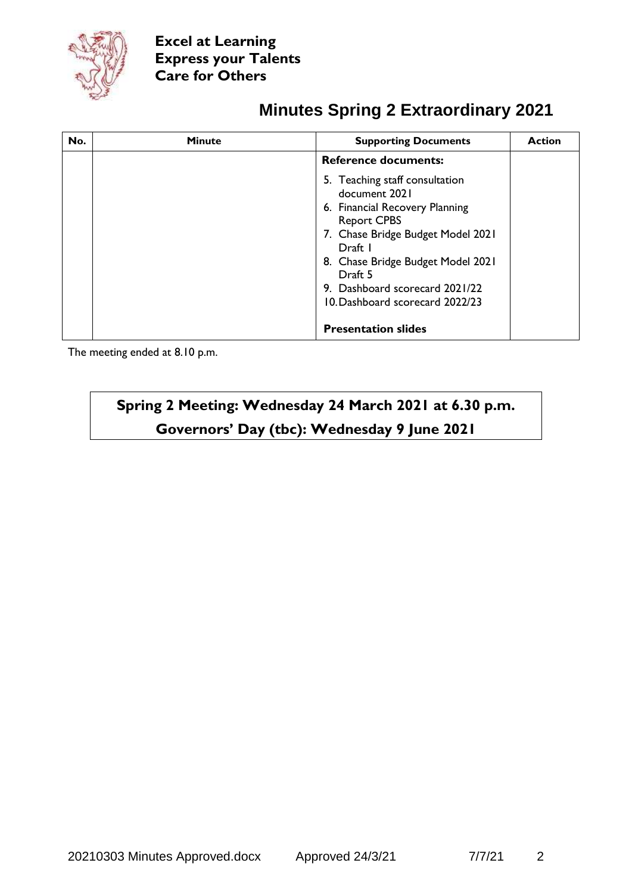**Excel at Learning**
**Express your Talents**
**Care for Others**

# Minutes Spring 2 Extraordinary 2021

| No. | Minute | Supporting Documents | Action |
|---|---|---|---|
| | | **Reference documents:**<br>5. Teaching staff consultation document 2021<br>6. Financial Recovery Planning Report CPBS<br>7. Chase Bridge Budget Model 2021 Draft 1<br>8. Chase Bridge Budget Model 2021 Draft 5<br>9. Dashboard scorecard 2021/22<br>10. Dashboard scorecard 2022/23<br><br>**Presentation slides** | |

The meeting ended at 8.10 p.m.

**Spring 2 Meeting: Wednesday 24 March 2021 at 6.30 p.m.**
**Governors' Day (tbc): Wednesday 9 June 2021**